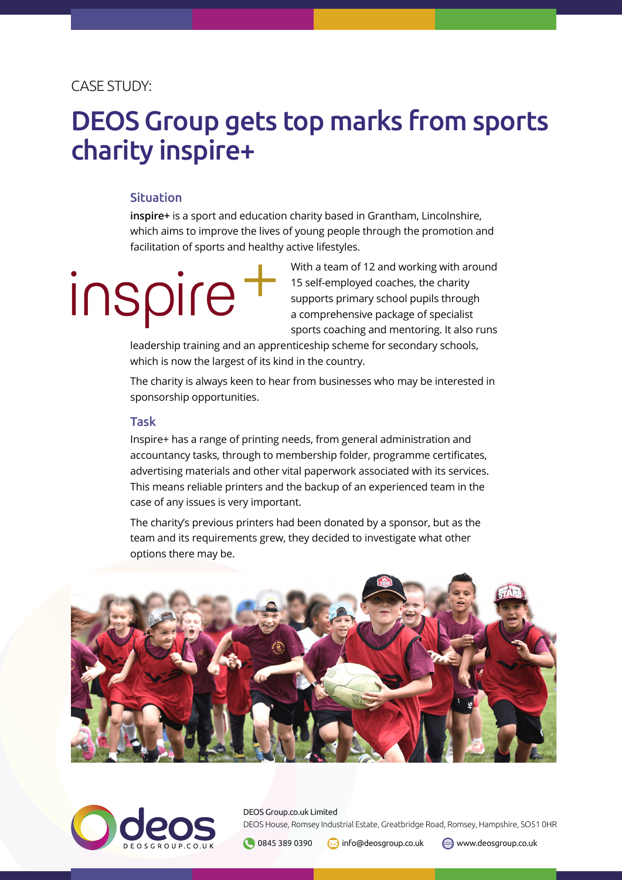CASE STUDY:

# DEOS Group gets top marks from sports charity inspire+

## Situation

**inspire+** is a sport and education charity based in Grantham, Lincolnshire, which aims to improve the lives of young people through the promotion and facilitation of sports and healthy active lifestyles.

With a team of 12 and working with around 15 self-employed coaches, the charity supports primary school pupils through a comprehensive package of specialist sports coaching and mentoring. It also runs leadership training and an apprenticeship scheme for secondary schools, which is now the largest of its kind in the country.

The charity is always keen to hear from businesses who may be interested in sponsorship opportunities.

## Task

Inspire+ has a range of printing needs, from general administration and accountancy tasks, through to membership folder, programme certificates, advertising materials and other vital paperwork associated with its services. This means reliable printers and the backup of an experienced team in the case of any issues is very important.

The charity's previous printers had been donated by a sponsor, but as the team and its requirements grew, they decided to investigate what other options there may be.

DEOS Group.co.uk Limited
DEOS House, Romsey Industrial Estate, Greatbridge Road, Romsey, Hampshire, SO51 0HR
0845 389 0390 | info@deosgroup.co.uk | www.deosgroup.co.uk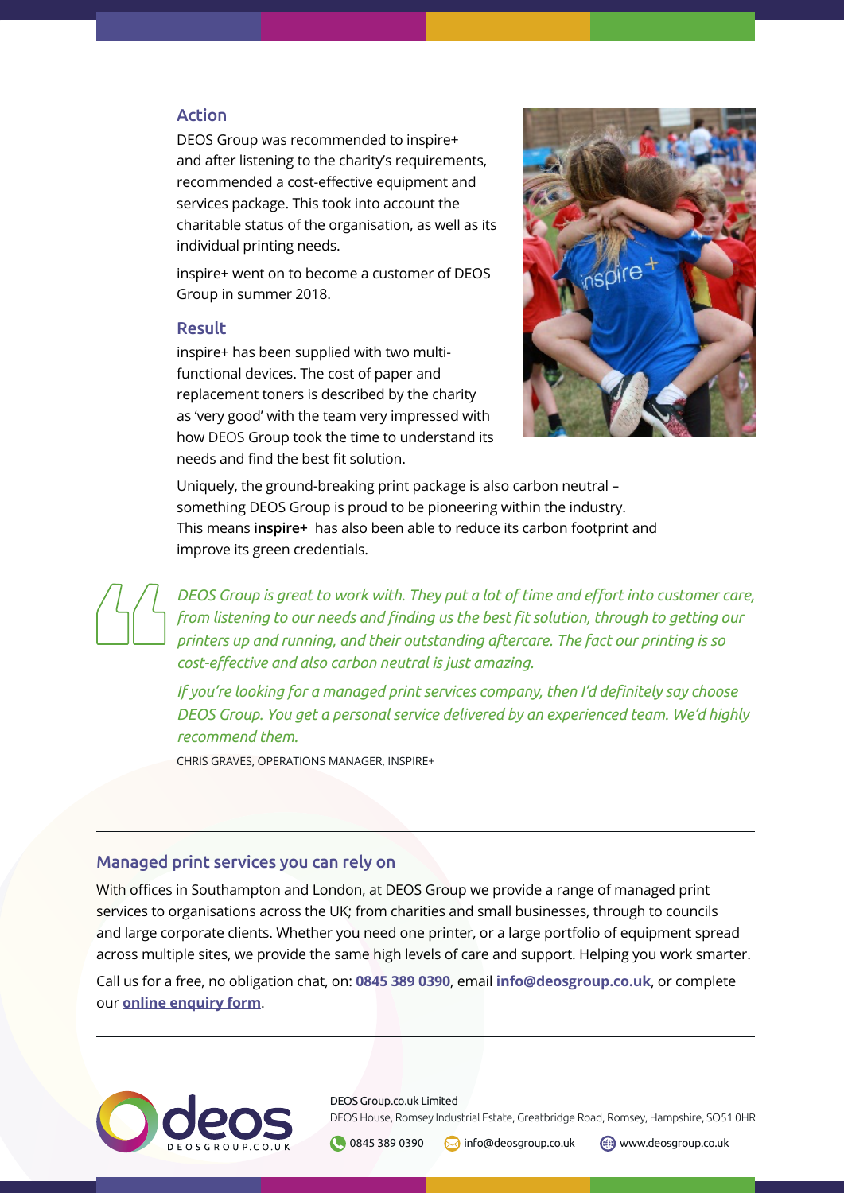## Action

DEOS Group was recommended to inspire+ and after listening to the charity's requirements, recommended a cost-effective equipment and services package. This took into account the charitable status of the organisation, as well as its individual printing needs.

inspire+ went on to become a customer of DEOS Group in summer 2018.

## Result

inspire+ has been supplied with two multi-functional devices. The cost of paper and replacement toners is described by the charity as 'very good' with the team very impressed with how DEOS Group took the time to understand its needs and find the best fit solution.

Uniquely, the ground-breaking print package is also carbon neutral – something DEOS Group is proud to be pioneering within the industry. This means **inspire+** has also been able to reduce its carbon footprint and improve its green credentials.

> *DEOS Group is great to work with. They put a lot of time and effort into customer care, from listening to our needs and finding us the best fit solution, through to getting our printers up and running, and their outstanding aftercare. The fact our printing is so cost-effective and also carbon neutral is just amazing.*
>
> *If you're looking for a managed print services company, then I'd definitely say choose DEOS Group. You get a personal service delivered by an experienced team. We'd highly recommend them.*
>
> CHRIS GRAVES, OPERATIONS MANAGER, INSPIRE+

---

## Managed print services you can rely on

With offices in Southampton and London, at DEOS Group we provide a range of managed print services to organisations across the UK; from charities and small businesses, through to councils and large corporate clients. Whether you need one printer, or a large portfolio of equipment spread across multiple sites, we provide the same high levels of care and support. Helping you work smarter.

Call us for a free, no obligation chat, on: **0845 389 0390**, email **info@deosgroup.co.uk**, or complete our **online enquiry form**.

---

deos
DEOSGROUP.CO.UK

DEOS Group.co.uk Limited
DEOS House, Romsey Industrial Estate, Greatbridge Road, Romsey, Hampshire, SO51 0HR

0845 389 0390 info@deosgroup.co.uk www.deosgroup.co.uk